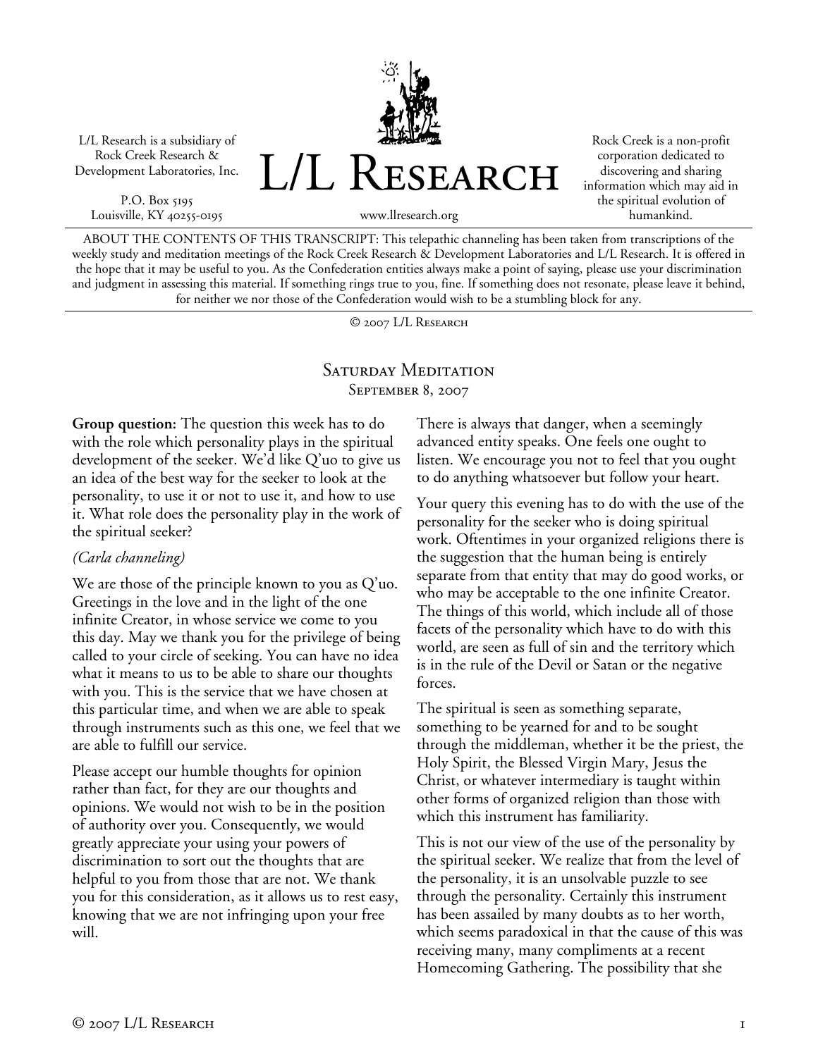L/L Research is a subsidiary of Rock Creek Research & Development Laboratories, Inc.

P.O. Box 5195
Louisville, KY 40255-0195

# L/L Research

www.llresearch.org

Rock Creek is a non-profit corporation dedicated to discovering and sharing information which may aid in the spiritual evolution of humankind.

ABOUT THE CONTENTS OF THIS TRANSCRIPT: This telepathic channeling has been taken from transcriptions of the weekly study and meditation meetings of the Rock Creek Research & Development Laboratories and L/L Research. It is offered in the hope that it may be useful to you. As the Confederation entities always make a point of saying, please use your discrimination and judgment in assessing this material. If something rings true to you, fine. If something does not resonate, please leave it behind, for neither we nor those of the Confederation would wish to be a stumbling block for any.

© 2007 L/L Research

## Saturday Meditation
### September 8, 2007

**Group question:** The question this week has to do with the role which personality plays in the spiritual development of the seeker. We'd like Q'uo to give us an idea of the best way for the seeker to look at the personality, to use it or not to use it, and how to use it. What role does the personality play in the work of the spiritual seeker?

*(Carla channeling)*

We are those of the principle known to you as Q'uo. Greetings in the love and in the light of the one infinite Creator, in whose service we come to you this day. May we thank you for the privilege of being called to your circle of seeking. You can have no idea what it means to us to be able to share our thoughts with you. This is the service that we have chosen at this particular time, and when we are able to speak through instruments such as this one, we feel that we are able to fulfill our service.

Please accept our humble thoughts for opinion rather than fact, for they are our thoughts and opinions. We would not wish to be in the position of authority over you. Consequently, we would greatly appreciate your using your powers of discrimination to sort out the thoughts that are helpful to you from those that are not. We thank you for this consideration, as it allows us to rest easy, knowing that we are not infringing upon your free will.

There is always that danger, when a seemingly advanced entity speaks. One feels one ought to listen. We encourage you not to feel that you ought to do anything whatsoever but follow your heart.

Your query this evening has to do with the use of the personality for the seeker who is doing spiritual work. Oftentimes in your organized religions there is the suggestion that the human being is entirely separate from that entity that may do good works, or who may be acceptable to the one infinite Creator. The things of this world, which include all of those facets of the personality which have to do with this world, are seen as full of sin and the territory which is in the rule of the Devil or Satan or the negative forces.

The spiritual is seen as something separate, something to be yearned for and to be sought through the middleman, whether it be the priest, the Holy Spirit, the Blessed Virgin Mary, Jesus the Christ, or whatever intermediary is taught within other forms of organized religion than those with which this instrument has familiarity.

This is not our view of the use of the personality by the spiritual seeker. We realize that from the level of the personality, it is an unsolvable puzzle to see through the personality. Certainly this instrument has been assailed by many doubts as to her worth, which seems paradoxical in that the cause of this was receiving many, many compliments at a recent Homecoming Gathering. The possibility that she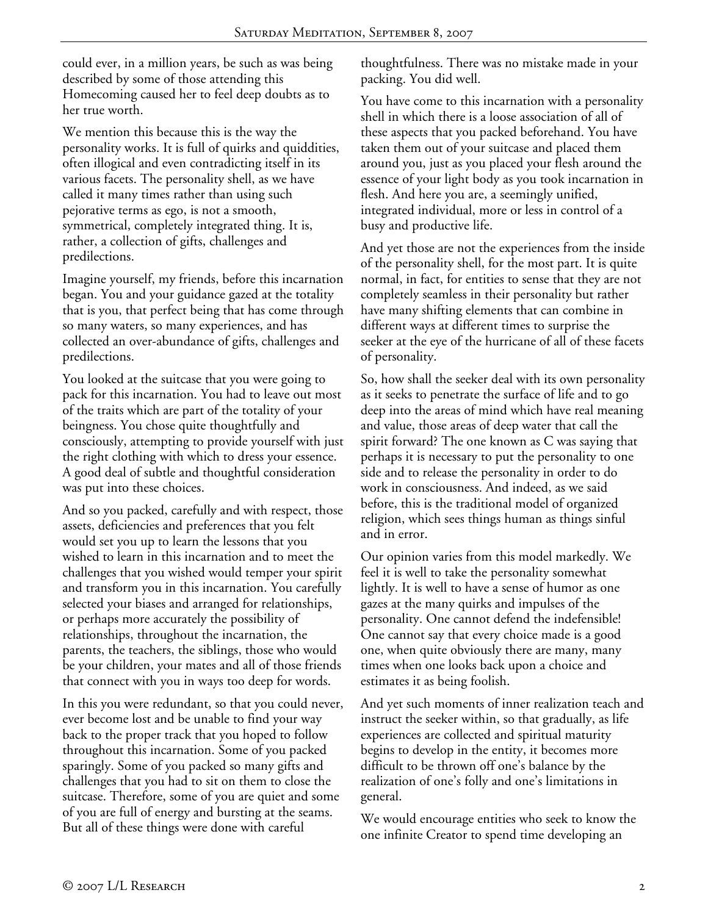could ever, in a million years, be such as was being described by some of those attending this Homecoming caused her to feel deep doubts as to her true worth.

We mention this because this is the way the personality works. It is full of quirks and quiddities, often illogical and even contradicting itself in its various facets. The personality shell, as we have called it many times rather than using such pejorative terms as ego, is not a smooth, symmetrical, completely integrated thing. It is, rather, a collection of gifts, challenges and predilections.

Imagine yourself, my friends, before this incarnation began. You and your guidance gazed at the totality that is you, that perfect being that has come through so many waters, so many experiences, and has collected an over-abundance of gifts, challenges and predilections.

You looked at the suitcase that you were going to pack for this incarnation. You had to leave out most of the traits which are part of the totality of your beingness. You chose quite thoughtfully and consciously, attempting to provide yourself with just the right clothing with which to dress your essence. A good deal of subtle and thoughtful consideration was put into these choices.

And so you packed, carefully and with respect, those assets, deficiencies and preferences that you felt would set you up to learn the lessons that you wished to learn in this incarnation and to meet the challenges that you wished would temper your spirit and transform you in this incarnation. You carefully selected your biases and arranged for relationships, or perhaps more accurately the possibility of relationships, throughout the incarnation, the parents, the teachers, the siblings, those who would be your children, your mates and all of those friends that connect with you in ways too deep for words.

In this you were redundant, so that you could never, ever become lost and be unable to find your way back to the proper track that you hoped to follow throughout this incarnation. Some of you packed sparingly. Some of you packed so many gifts and challenges that you had to sit on them to close the suitcase. Therefore, some of you are quiet and some of you are full of energy and bursting at the seams. But all of these things were done with careful thoughtfulness. There was no mistake made in your packing. You did well.

You have come to this incarnation with a personality shell in which there is a loose association of all of these aspects that you packed beforehand. You have taken them out of your suitcase and placed them around you, just as you placed your flesh around the essence of your light body as you took incarnation in flesh. And here you are, a seemingly unified, integrated individual, more or less in control of a busy and productive life.

And yet those are not the experiences from the inside of the personality shell, for the most part. It is quite normal, in fact, for entities to sense that they are not completely seamless in their personality but rather have many shifting elements that can combine in different ways at different times to surprise the seeker at the eye of the hurricane of all of these facets of personality.

So, how shall the seeker deal with its own personality as it seeks to penetrate the surface of life and to go deep into the areas of mind which have real meaning and value, those areas of deep water that call the spirit forward? The one known as C was saying that perhaps it is necessary to put the personality to one side and to release the personality in order to do work in consciousness. And indeed, as we said before, this is the traditional model of organized religion, which sees things human as things sinful and in error.

Our opinion varies from this model markedly. We feel it is well to take the personality somewhat lightly. It is well to have a sense of humor as one gazes at the many quirks and impulses of the personality. One cannot defend the indefensible! One cannot say that every choice made is a good one, when quite obviously there are many, many times when one looks back upon a choice and estimates it as being foolish.

And yet such moments of inner realization teach and instruct the seeker within, so that gradually, as life experiences are collected and spiritual maturity begins to develop in the entity, it becomes more difficult to be thrown off one's balance by the realization of one's folly and one's limitations in general.

We would encourage entities who seek to know the one infinite Creator to spend time developing an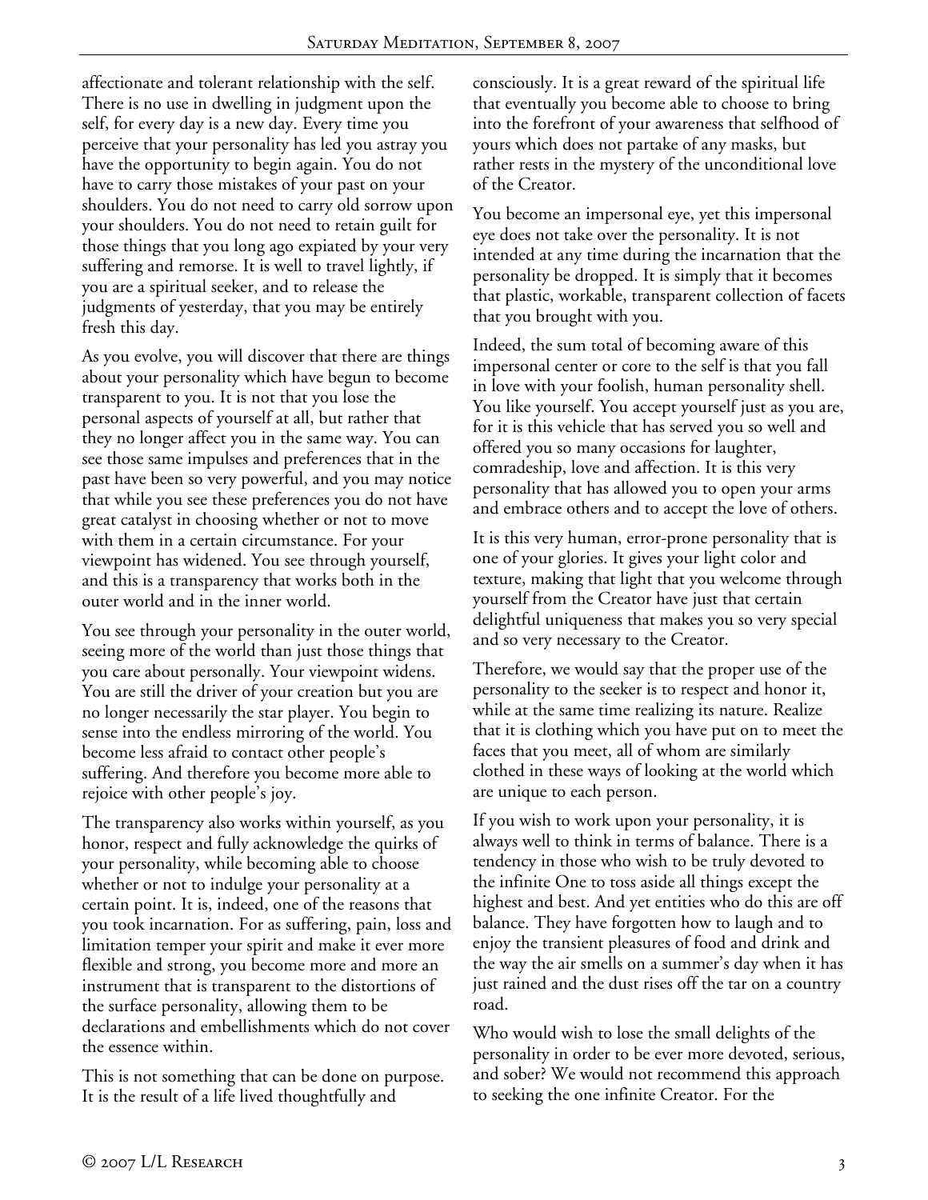affectionate and tolerant relationship with the self. There is no use in dwelling in judgment upon the self, for every day is a new day. Every time you perceive that your personality has led you astray you have the opportunity to begin again. You do not have to carry those mistakes of your past on your shoulders. You do not need to carry old sorrow upon your shoulders. You do not need to retain guilt for those things that you long ago expiated by your very suffering and remorse. It is well to travel lightly, if you are a spiritual seeker, and to release the judgments of yesterday, that you may be entirely fresh this day.

As you evolve, you will discover that there are things about your personality which have begun to become transparent to you. It is not that you lose the personal aspects of yourself at all, but rather that they no longer affect you in the same way. You can see those same impulses and preferences that in the past have been so very powerful, and you may notice that while you see these preferences you do not have great catalyst in choosing whether or not to move with them in a certain circumstance. For your viewpoint has widened. You see through yourself, and this is a transparency that works both in the outer world and in the inner world.

You see through your personality in the outer world, seeing more of the world than just those things that you care about personally. Your viewpoint widens. You are still the driver of your creation but you are no longer necessarily the star player. You begin to sense into the endless mirroring of the world. You become less afraid to contact other people's suffering. And therefore you become more able to rejoice with other people's joy.

The transparency also works within yourself, as you honor, respect and fully acknowledge the quirks of your personality, while becoming able to choose whether or not to indulge your personality at a certain point. It is, indeed, one of the reasons that you took incarnation. For as suffering, pain, loss and limitation temper your spirit and make it ever more flexible and strong, you become more and more an instrument that is transparent to the distortions of the surface personality, allowing them to be declarations and embellishments which do not cover the essence within.

This is not something that can be done on purpose. It is the result of a life lived thoughtfully and consciously. It is a great reward of the spiritual life that eventually you become able to choose to bring into the forefront of your awareness that selfhood of yours which does not partake of any masks, but rather rests in the mystery of the unconditional love of the Creator.

You become an impersonal eye, yet this impersonal eye does not take over the personality. It is not intended at any time during the incarnation that the personality be dropped. It is simply that it becomes that plastic, workable, transparent collection of facets that you brought with you.

Indeed, the sum total of becoming aware of this impersonal center or core to the self is that you fall in love with your foolish, human personality shell. You like yourself. You accept yourself just as you are, for it is this vehicle that has served you so well and offered you so many occasions for laughter, comradeship, love and affection. It is this very personality that has allowed you to open your arms and embrace others and to accept the love of others.

It is this very human, error-prone personality that is one of your glories. It gives your light color and texture, making that light that you welcome through yourself from the Creator have just that certain delightful uniqueness that makes you so very special and so very necessary to the Creator.

Therefore, we would say that the proper use of the personality to the seeker is to respect and honor it, while at the same time realizing its nature. Realize that it is clothing which you have put on to meet the faces that you meet, all of whom are similarly clothed in these ways of looking at the world which are unique to each person.

If you wish to work upon your personality, it is always well to think in terms of balance. There is a tendency in those who wish to be truly devoted to the infinite One to toss aside all things except the highest and best. And yet entities who do this are off balance. They have forgotten how to laugh and to enjoy the transient pleasures of food and drink and the way the air smells on a summer's day when it has just rained and the dust rises off the tar on a country road.

Who would wish to lose the small delights of the personality in order to be ever more devoted, serious, and sober? We would not recommend this approach to seeking the one infinite Creator. For the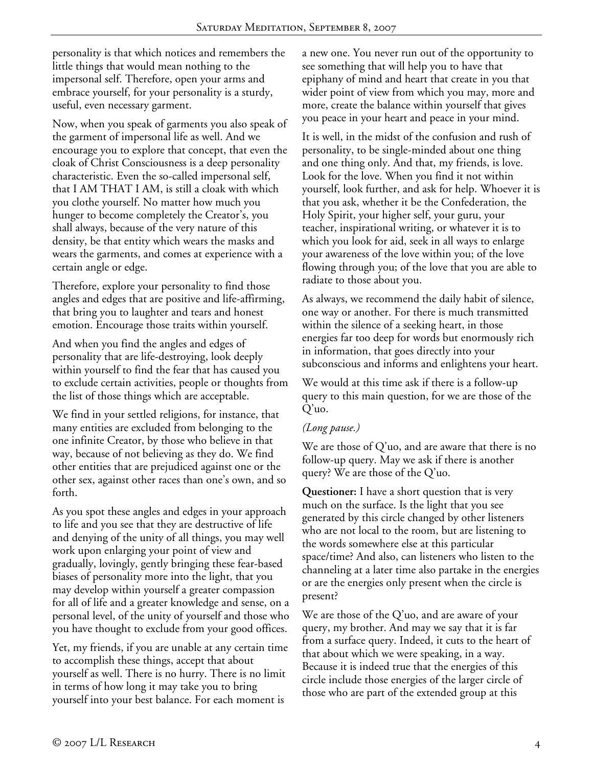personality is that which notices and remembers the little things that would mean nothing to the impersonal self. Therefore, open your arms and embrace yourself, for your personality is a sturdy, useful, even necessary garment.

Now, when you speak of garments you also speak of the garment of impersonal life as well. And we encourage you to explore that concept, that even the cloak of Christ Consciousness is a deep personality characteristic. Even the so-called impersonal self, that I AM THAT I AM, is still a cloak with which you clothe yourself. No matter how much you hunger to become completely the Creator's, you shall always, because of the very nature of this density, be that entity which wears the masks and wears the garments, and comes at experience with a certain angle or edge.

Therefore, explore your personality to find those angles and edges that are positive and life-affirming, that bring you to laughter and tears and honest emotion. Encourage those traits within yourself.

And when you find the angles and edges of personality that are life-destroying, look deeply within yourself to find the fear that has caused you to exclude certain activities, people or thoughts from the list of those things which are acceptable.

We find in your settled religions, for instance, that many entities are excluded from belonging to the one infinite Creator, by those who believe in that way, because of not believing as they do. We find other entities that are prejudiced against one or the other sex, against other races than one's own, and so forth.

As you spot these angles and edges in your approach to life and you see that they are destructive of life and denying of the unity of all things, you may well work upon enlarging your point of view and gradually, lovingly, gently bringing these fear-based biases of personality more into the light, that you may develop within yourself a greater compassion for all of life and a greater knowledge and sense, on a personal level, of the unity of yourself and those who you have thought to exclude from your good offices.

Yet, my friends, if you are unable at any certain time to accomplish these things, accept that about yourself as well. There is no hurry. There is no limit in terms of how long it may take you to bring yourself into your best balance. For each moment is a new one. You never run out of the opportunity to see something that will help you to have that epiphany of mind and heart that create in you that wider point of view from which you may, more and more, create the balance within yourself that gives you peace in your heart and peace in your mind.

It is well, in the midst of the confusion and rush of personality, to be single-minded about one thing and one thing only. And that, my friends, is love. Look for the love. When you find it not within yourself, look further, and ask for help. Whoever it is that you ask, whether it be the Confederation, the Holy Spirit, your higher self, your guru, your teacher, inspirational writing, or whatever it is to which you look for aid, seek in all ways to enlarge your awareness of the love within you; of the love flowing through you; of the love that you are able to radiate to those about you.

As always, we recommend the daily habit of silence, one way or another. For there is much transmitted within the silence of a seeking heart, in those energies far too deep for words but enormously rich in information, that goes directly into your subconscious and informs and enlightens your heart.

We would at this time ask if there is a follow-up query to this main question, for we are those of the Q'uo.

*(Long pause.)*

We are those of Q'uo, and are aware that there is no follow-up query. May we ask if there is another query? We are those of the Q'uo.

**Questioner:** I have a short question that is very much on the surface. Is the light that you see generated by this circle changed by other listeners who are not local to the room, but are listening to the words somewhere else at this particular space/time? And also, can listeners who listen to the channeling at a later time also partake in the energies or are the energies only present when the circle is present?

We are those of the Q'uo, and are aware of your query, my brother. And may we say that it is far from a surface query. Indeed, it cuts to the heart of that about which we were speaking, in a way. Because it is indeed true that the energies of this circle include those energies of the larger circle of those who are part of the extended group at this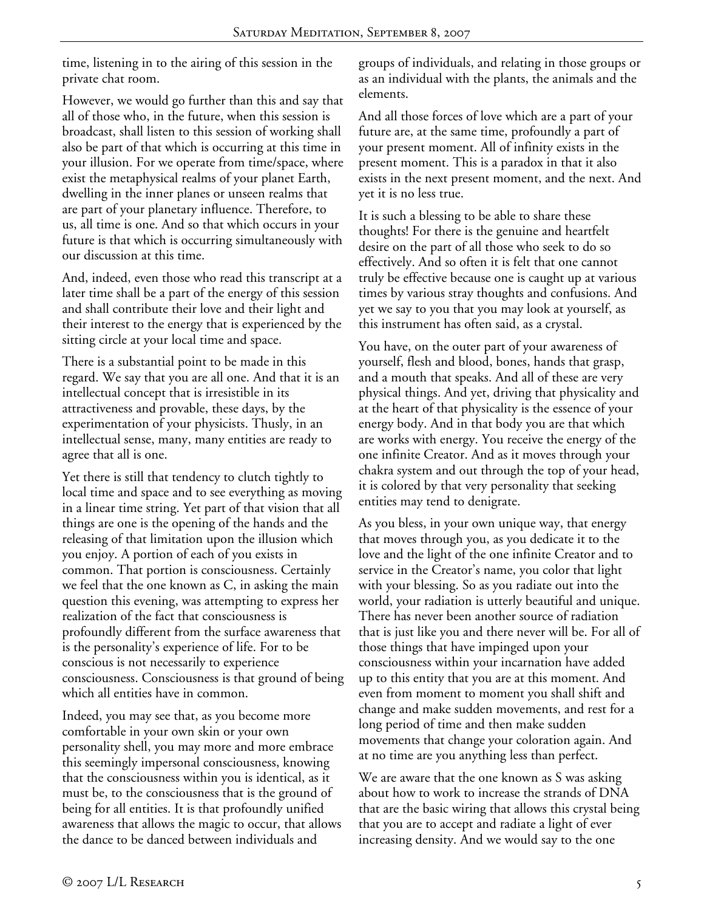time, listening in to the airing of this session in the private chat room.

However, we would go further than this and say that all of those who, in the future, when this session is broadcast, shall listen to this session of working shall also be part of that which is occurring at this time in your illusion. For we operate from time/space, where exist the metaphysical realms of your planet Earth, dwelling in the inner planes or unseen realms that are part of your planetary influence. Therefore, to us, all time is one. And so that which occurs in your future is that which is occurring simultaneously with our discussion at this time.

And, indeed, even those who read this transcript at a later time shall be a part of the energy of this session and shall contribute their love and their light and their interest to the energy that is experienced by the sitting circle at your local time and space.

There is a substantial point to be made in this regard. We say that you are all one. And that it is an intellectual concept that is irresistible in its attractiveness and provable, these days, by the experimentation of your physicists. Thusly, in an intellectual sense, many, many entities are ready to agree that all is one.

Yet there is still that tendency to clutch tightly to local time and space and to see everything as moving in a linear time string. Yet part of that vision that all things are one is the opening of the hands and the releasing of that limitation upon the illusion which you enjoy. A portion of each of you exists in common. That portion is consciousness. Certainly we feel that the one known as C, in asking the main question this evening, was attempting to express her realization of the fact that consciousness is profoundly different from the surface awareness that is the personality's experience of life. For to be conscious is not necessarily to experience consciousness. Consciousness is that ground of being which all entities have in common.

Indeed, you may see that, as you become more comfortable in your own skin or your own personality shell, you may more and more embrace this seemingly impersonal consciousness, knowing that the consciousness within you is identical, as it must be, to the consciousness that is the ground of being for all entities. It is that profoundly unified awareness that allows the magic to occur, that allows the dance to be danced between individuals and groups of individuals, and relating in those groups or as an individual with the plants, the animals and the elements.

And all those forces of love which are a part of your future are, at the same time, profoundly a part of your present moment. All of infinity exists in the present moment. This is a paradox in that it also exists in the next present moment, and the next. And yet it is no less true.

It is such a blessing to be able to share these thoughts! For there is the genuine and heartfelt desire on the part of all those who seek to do so effectively. And so often it is felt that one cannot truly be effective because one is caught up at various times by various stray thoughts and confusions. And yet we say to you that you may look at yourself, as this instrument has often said, as a crystal.

You have, on the outer part of your awareness of yourself, flesh and blood, bones, hands that grasp, and a mouth that speaks. And all of these are very physical things. And yet, driving that physicality and at the heart of that physicality is the essence of your energy body. And in that body you are that which are works with energy. You receive the energy of the one infinite Creator. And as it moves through your chakra system and out through the top of your head, it is colored by that very personality that seeking entities may tend to denigrate.

As you bless, in your own unique way, that energy that moves through you, as you dedicate it to the love and the light of the one infinite Creator and to service in the Creator's name, you color that light with your blessing. So as you radiate out into the world, your radiation is utterly beautiful and unique. There has never been another source of radiation that is just like you and there never will be. For all of those things that have impinged upon your consciousness within your incarnation have added up to this entity that you are at this moment. And even from moment to moment you shall shift and change and make sudden movements, and rest for a long period of time and then make sudden movements that change your coloration again. And at no time are you anything less than perfect.

We are aware that the one known as S was asking about how to work to increase the strands of DNA that are the basic wiring that allows this crystal being that you are to accept and radiate a light of ever increasing density. And we would say to the one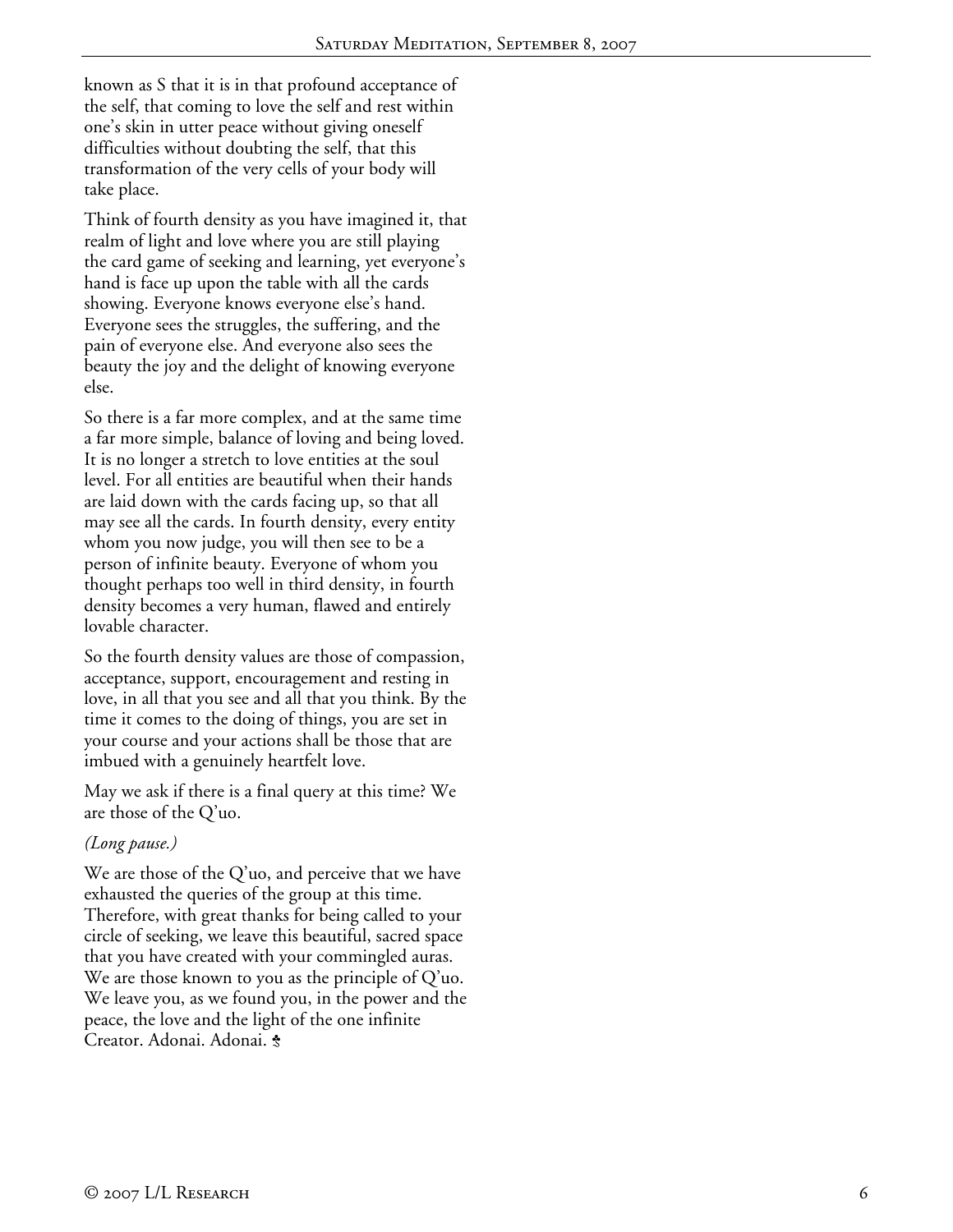known as S that it is in that profound acceptance of the self, that coming to love the self and rest within one's skin in utter peace without giving oneself difficulties without doubting the self, that this transformation of the very cells of your body will take place.

Think of fourth density as you have imagined it, that realm of light and love where you are still playing the card game of seeking and learning, yet everyone's hand is face up upon the table with all the cards showing. Everyone knows everyone else's hand. Everyone sees the struggles, the suffering, and the pain of everyone else. And everyone also sees the beauty the joy and the delight of knowing everyone else.

So there is a far more complex, and at the same time a far more simple, balance of loving and being loved. It is no longer a stretch to love entities at the soul level. For all entities are beautiful when their hands are laid down with the cards facing up, so that all may see all the cards. In fourth density, every entity whom you now judge, you will then see to be a person of infinite beauty. Everyone of whom you thought perhaps too well in third density, in fourth density becomes a very human, flawed and entirely lovable character.

So the fourth density values are those of compassion, acceptance, support, encouragement and resting in love, in all that you see and all that you think. By the time it comes to the doing of things, you are set in your course and your actions shall be those that are imbued with a genuinely heartfelt love.

May we ask if there is a final query at this time? We are those of the Q'uo.

*(Long pause.)*

We are those of the Q'uo, and perceive that we have exhausted the queries of the group at this time. Therefore, with great thanks for being called to your circle of seeking, we leave this beautiful, sacred space that you have created with your commingled auras. We are those known to you as the principle of Q'uo. We leave you, as we found you, in the power and the peace, the love and the light of the one infinite Creator. Adonai. Adonai.